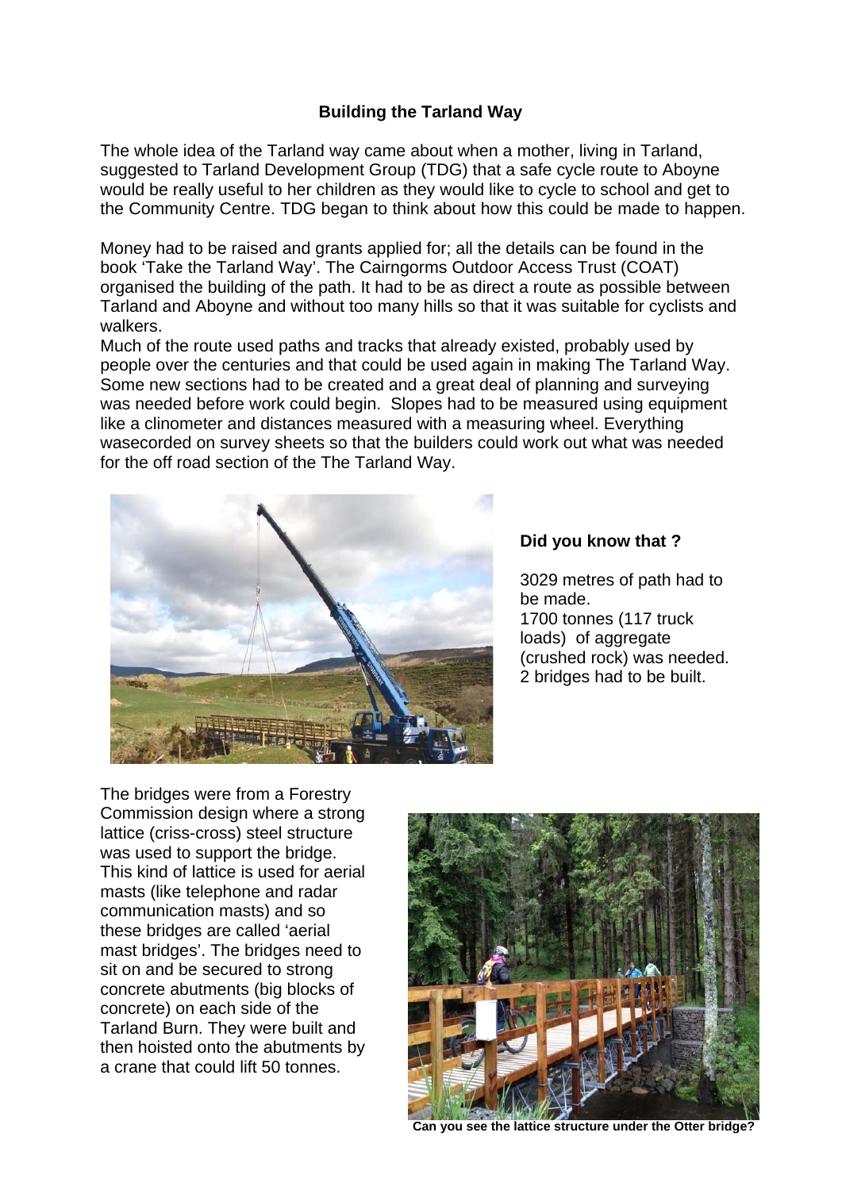# Building the Tarland Way

The whole idea of the Tarland way came about when a mother, living in Tarland, suggested to Tarland Development Group (TDG) that a safe cycle route to Aboyne would be really useful to her children as they would like to cycle to school and get to the Community Centre. TDG began to think about how this could be made to happen.

Money had to be raised and grants applied for; all the details can be found in the book 'Take the Tarland Way'. The Cairngorms Outdoor Access Trust (COAT) organised the building of the path. It had to be as direct a route as possible between Tarland and Aboyne and without too many hills so that it was suitable for cyclists and walkers.

Much of the route used paths and tracks that already existed, probably used by people over the centuries and that could be used again in making The Tarland Way. Some new sections had to be created and a great deal of planning and surveying was needed before work could begin. Slopes had to be measured using equipment like a clinometer and distances measured with a measuring wheel. Everything wasecorded on survey sheets so that the builders could work out what was needed for the off road section of the The Tarland Way.

**Did you know that ?**

3029 metres of path had to be made.
1700 tonnes (117 truck loads) of aggregate (crushed rock) was needed.
2 bridges had to be built.

The bridges were from a Forestry Commission design where a strong lattice (criss-cross) steel structure was used to support the bridge. This kind of lattice is used for aerial masts (like telephone and radar communication masts) and so these bridges are called 'aerial mast bridges'. The bridges need to sit on and be secured to strong concrete abutments (big blocks of concrete) on each side of the Tarland Burn. They were built and then hoisted onto the abutments by a crane that could lift 50 tonnes.

**Can you see the lattice structure under the Otter bridge?**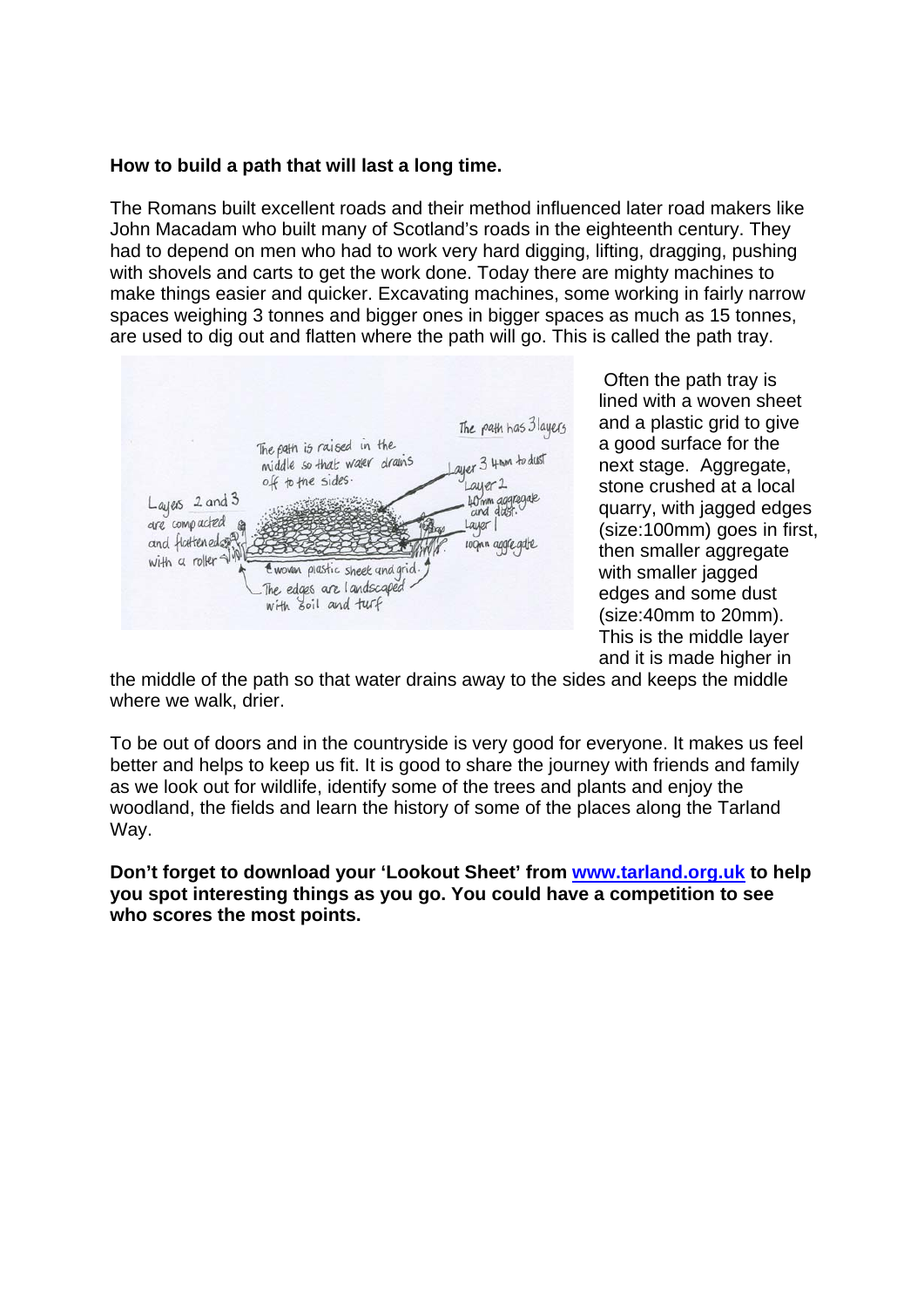**How to build a path that will last a long time.**

The Romans built excellent roads and their method influenced later road makers like John Macadam who built many of Scotland's roads in the eighteenth century. They had to depend on men who had to work very hard digging, lifting, dragging, pushing with shovels and carts to get the work done. Today there are mighty machines to make things easier and quicker. Excavating machines, some working in fairly narrow spaces weighing 3 tonnes and bigger ones in bigger spaces as much as 15 tonnes, are used to dig out and flatten where the path will go. This is called the path tray.

The path has 3 layers

The path is raised in the middle so that water drains off to the sides.

Layer 3 4mm to dust

Layer 2 40mm aggregate and dust.

Layers 2 and 3 are compacted and flattened with a roller

Layer 1 100mm aggregate

woven plastic sheet and grid.

The edges are landscaped with soil and turf

Often the path tray is lined with a woven sheet and a plastic grid to give a good surface for the next stage. Aggregate, stone crushed at a local quarry, with jagged edges (size:100mm) goes in first, then smaller aggregate with smaller jagged edges and some dust (size:40mm to 20mm). This is the middle layer and it is made higher in the middle of the path so that water drains away to the sides and keeps the middle where we walk, drier.

To be out of doors and in the countryside is very good for everyone. It makes us feel better and helps to keep us fit. It is good to share the journey with friends and family as we look out for wildlife, identify some of the trees and plants and enjoy the woodland, the fields and learn the history of some of the places along the Tarland Way.

**Don't forget to download your 'Lookout Sheet' from [www.tarland.org.uk](http://www.tarland.org.uk) to help you spot interesting things as you go. You could have a competition to see who scores the most points.**